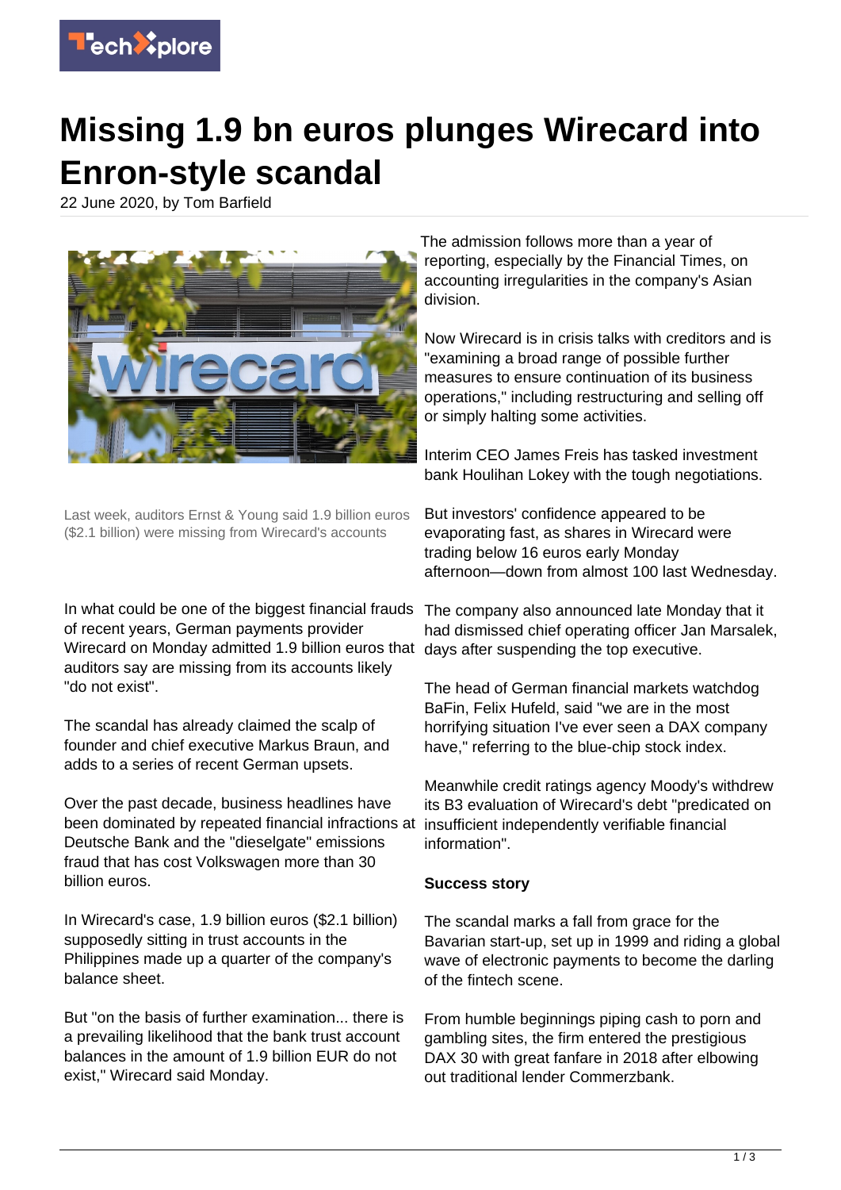# Missing 1.9 bn euros plunges Wirecard into Enron-style scandal

22 June 2020, by Tom Barfield

Last week, auditors Ernst & Young said 1.9 billion euros ($2.1 billion) were missing from Wirecard's accounts

In what could be one of the biggest financial frauds of recent years, German payments provider Wirecard on Monday admitted 1.9 billion euros that auditors say are missing from its accounts likely "do not exist".

The scandal has already claimed the scalp of founder and chief executive Markus Braun, and adds to a series of recent German upsets.

Over the past decade, business headlines have been dominated by repeated financial infractions at Deutsche Bank and the "dieselgate" emissions fraud that has cost Volkswagen more than 30 billion euros.

In Wirecard's case, 1.9 billion euros ($2.1 billion) supposedly sitting in trust accounts in the Philippines made up a quarter of the company's balance sheet.

But "on the basis of further examination... there is a prevailing likelihood that the bank trust account balances in the amount of 1.9 billion EUR do not exist," Wirecard said Monday.

The admission follows more than a year of reporting, especially by the Financial Times, on accounting irregularities in the company's Asian division.

Now Wirecard is in crisis talks with creditors and is "examining a broad range of possible further measures to ensure continuation of its business operations," including restructuring and selling off or simply halting some activities.

Interim CEO James Freis has tasked investment bank Houlihan Lokey with the tough negotiations.

But investors' confidence appeared to be evaporating fast, as shares in Wirecard were trading below 16 euros early Monday afternoon—down from almost 100 last Wednesday.

The company also announced late Monday that it had dismissed chief operating officer Jan Marsalek, days after suspending the top executive.

The head of German financial markets watchdog BaFin, Felix Hufeld, said "we are in the most horrifying situation I've ever seen a DAX company have," referring to the blue-chip stock index.

Meanwhile credit ratings agency Moody's withdrew its B3 evaluation of Wirecard's debt "predicated on insufficient independently verifiable financial information".

**Success story**

The scandal marks a fall from grace for the Bavarian start-up, set up in 1999 and riding a global wave of electronic payments to become the darling of the fintech scene.

From humble beginnings piping cash to porn and gambling sites, the firm entered the prestigious DAX 30 with great fanfare in 2018 after elbowing out traditional lender Commerzbank.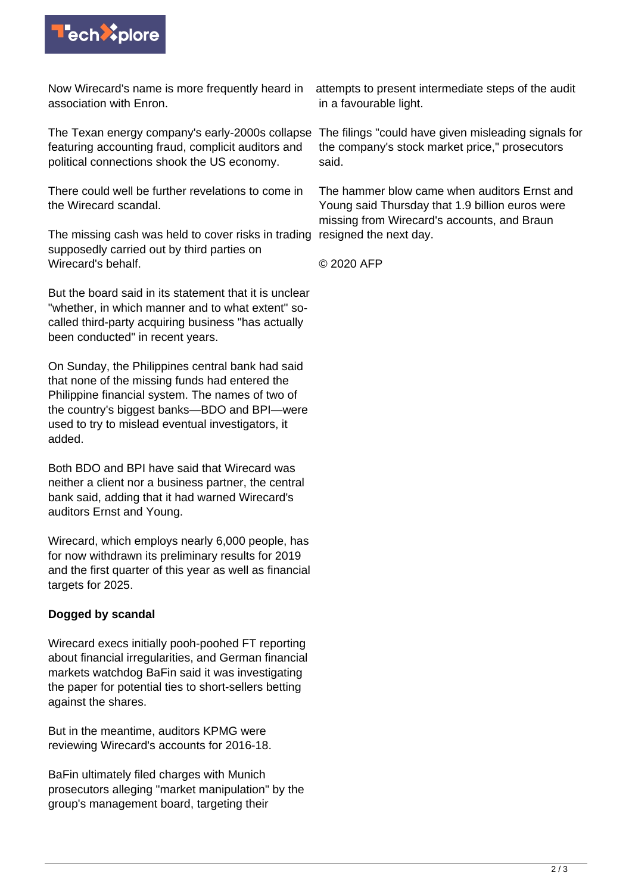Now Wirecard's name is more frequently heard in association with Enron.

The Texan energy company's early-2000s collapse featuring accounting fraud, complicit auditors and political connections shook the US economy.

There could well be further revelations to come in the Wirecard scandal.

The missing cash was held to cover risks in trading supposedly carried out by third parties on Wirecard's behalf.

But the board said in its statement that it is unclear "whether, in which manner and to what extent" so-called third-party acquiring business "has actually been conducted" in recent years.

On Sunday, the Philippines central bank had said that none of the missing funds had entered the Philippine financial system. The names of two of the country's biggest banks—BDO and BPI—were used to try to mislead eventual investigators, it added.

Both BDO and BPI have said that Wirecard was neither a client nor a business partner, the central bank said, adding that it had warned Wirecard's auditors Ernst and Young.

Wirecard, which employs nearly 6,000 people, has for now withdrawn its preliminary results for 2019 and the first quarter of this year as well as financial targets for 2025.

**Dogged by scandal**

Wirecard execs initially pooh-poohed FT reporting about financial irregularities, and German financial markets watchdog BaFin said it was investigating the paper for potential ties to short-sellers betting against the shares.

But in the meantime, auditors KPMG were reviewing Wirecard's accounts for 2016-18.

BaFin ultimately filed charges with Munich prosecutors alleging "market manipulation" by the group's management board, targeting their attempts to present intermediate steps of the audit in a favourable light.

The filings "could have given misleading signals for the company's stock market price," prosecutors said.

The hammer blow came when auditors Ernst and Young said Thursday that 1.9 billion euros were missing from Wirecard's accounts, and Braun resigned the next day.

© 2020 AFP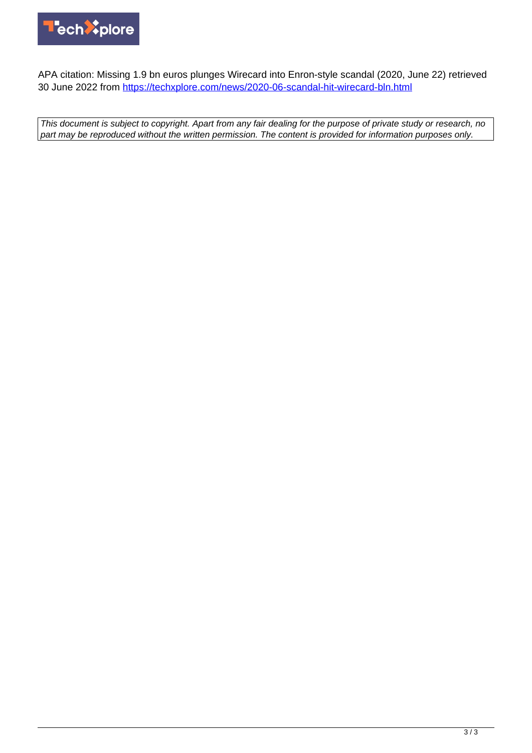APA citation: Missing 1.9 bn euros plunges Wirecard into Enron-style scandal (2020, June 22) retrieved 30 June 2022 from https://techxplore.com/news/2020-06-scandal-hit-wirecard-bln.html

*This document is subject to copyright. Apart from any fair dealing for the purpose of private study or research, no part may be reproduced without the written permission. The content is provided for information purposes only.*